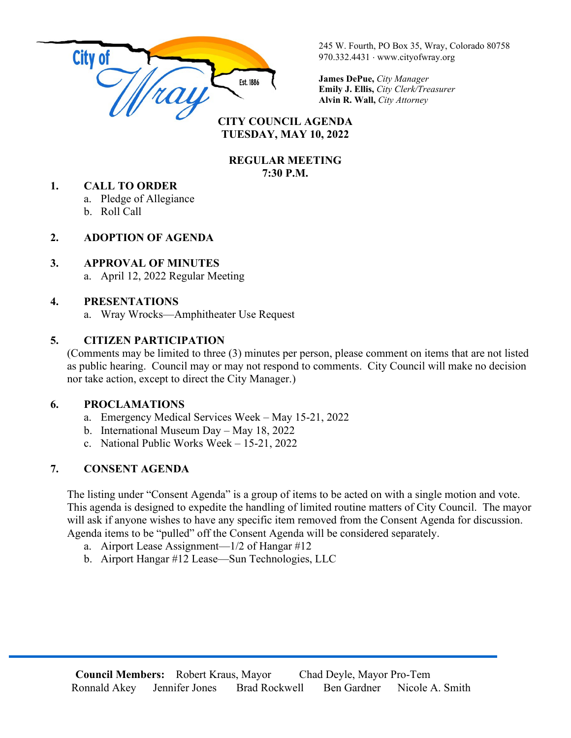City of Wray — Est. 1886

245 W. Fourth, PO Box 35, Wray, Colorado 80758
970.332.4431 · www.cityofwray.org

**James DePue,** *City Manager*
**Emily J. Ellis,** *City Clerk/Treasurer*
**Alvin R. Wall,** *City Attorney*

# CITY COUNCIL AGENDA
## TUESDAY, MAY 10, 2022

## REGULAR MEETING
## 7:30 P.M.

1. **CALL TO ORDER**
   a. Pledge of Allegiance
   b. Roll Call

2. **ADOPTION OF AGENDA**

3. **APPROVAL OF MINUTES**
   a. April 12, 2022 Regular Meeting

4. **PRESENTATIONS**
   a. Wray Wrocks—Amphitheater Use Request

5. **CITIZEN PARTICIPATION**
   (Comments may be limited to three (3) minutes per person, please comment on items that are not listed as public hearing. Council may or may not respond to comments. City Council will make no decision nor take action, except to direct the City Manager.)

6. **PROCLAMATIONS**
   a. Emergency Medical Services Week – May 15-21, 2022
   b. International Museum Day – May 18, 2022
   c. National Public Works Week – 15-21, 2022

7. **CONSENT AGENDA**

   The listing under "Consent Agenda" is a group of items to be acted on with a single motion and vote. This agenda is designed to expedite the handling of limited routine matters of City Council. The mayor will ask if anyone wishes to have any specific item removed from the Consent Agenda for discussion. Agenda items to be "pulled" off the Consent Agenda will be considered separately.
   a. Airport Lease Assignment—1/2 of Hangar #12
   b. Airport Hangar #12 Lease—Sun Technologies, LLC

---

**Council Members:** Robert Kraus, Mayor Chad Deyle, Mayor Pro-Tem
Ronnald Akey Jennifer Jones Brad Rockwell Ben Gardner Nicole A. Smith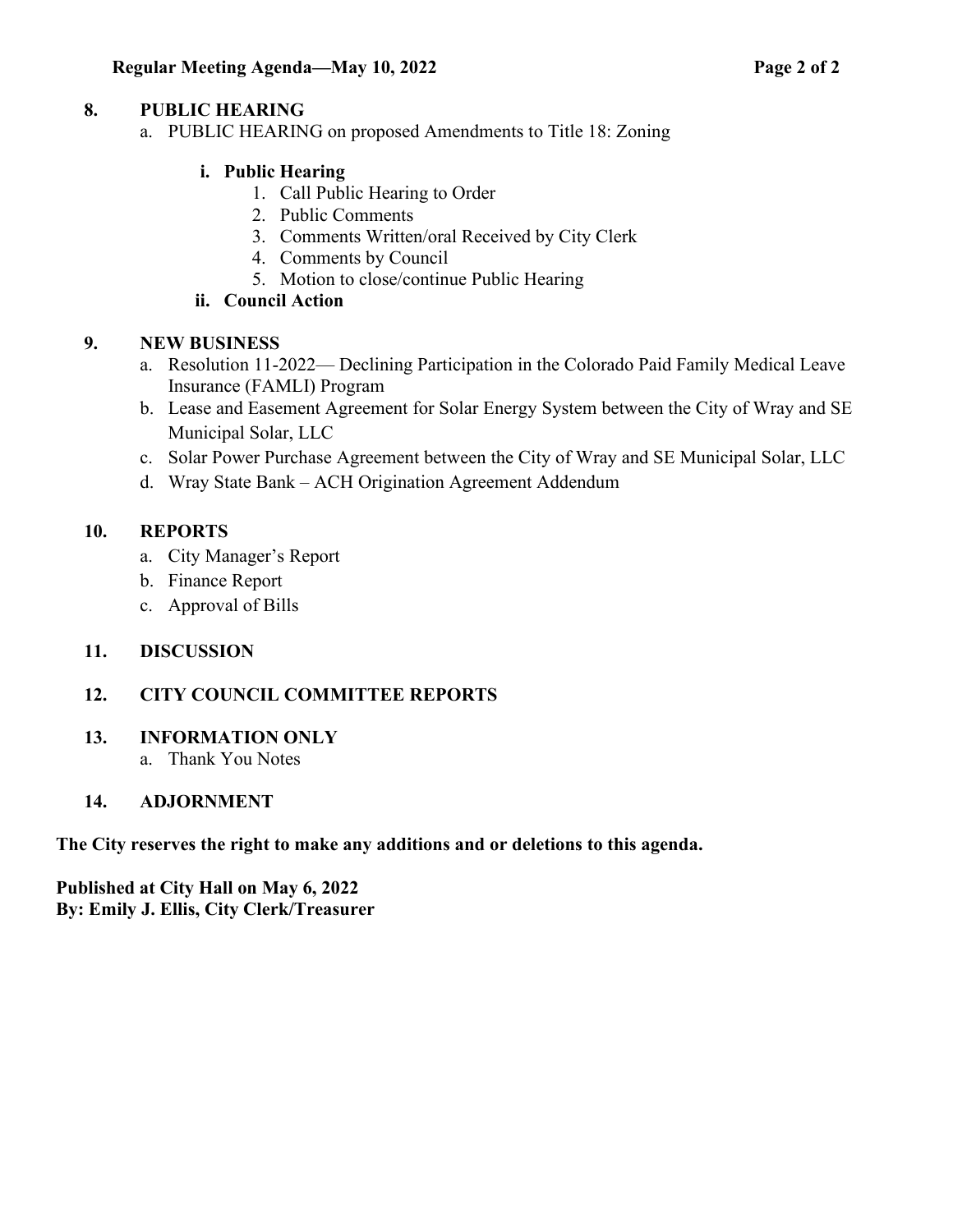**8. PUBLIC HEARING**

a. PUBLIC HEARING on proposed Amendments to Title 18: Zoning

  **i. Public Hearing**

   1. Call Public Hearing to Order
   2. Public Comments
   3. Comments Written/oral Received by City Clerk
   4. Comments by Council
   5. Motion to close/continue Public Hearing

  **ii. Council Action**

**9. NEW BUSINESS**

a. Resolution 11-2022— Declining Participation in the Colorado Paid Family Medical Leave Insurance (FAMLI) Program
b. Lease and Easement Agreement for Solar Energy System between the City of Wray and SE Municipal Solar, LLC
c. Solar Power Purchase Agreement between the City of Wray and SE Municipal Solar, LLC
d. Wray State Bank – ACH Origination Agreement Addendum

**10. REPORTS**

a. City Manager's Report
b. Finance Report
c. Approval of Bills

**11. DISCUSSION**

**12. CITY COUNCIL COMMITTEE REPORTS**

**13. INFORMATION ONLY**

a. Thank You Notes

**14. ADJOURNMENT**

**The City reserves the right to make any additions and or deletions to this agenda.**

**Published at City Hall on May 6, 2022**
**By: Emily J. Ellis, City Clerk/Treasurer**